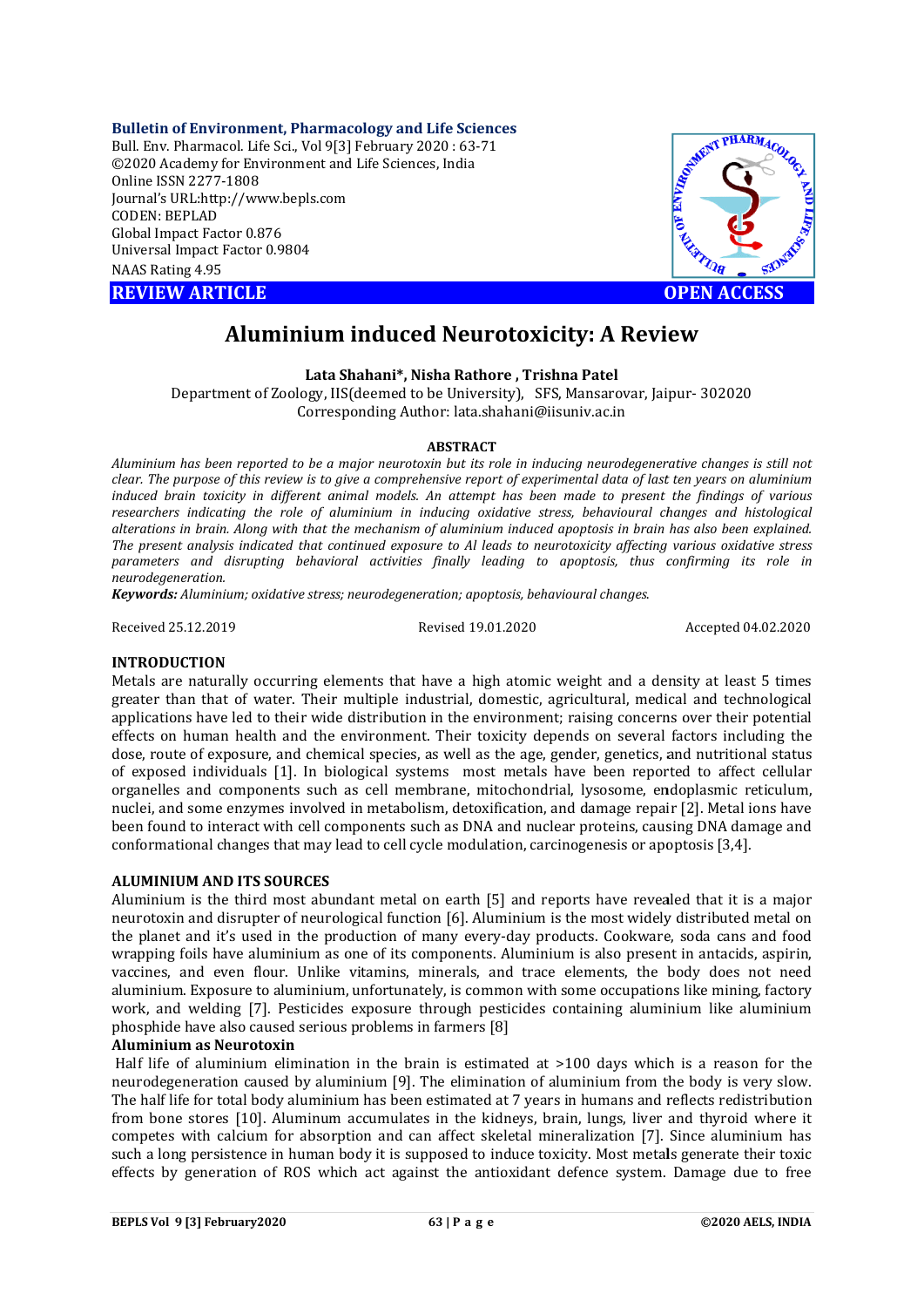Bulletin of Environment, Pharmacology and Life Sciences
Bull. Env. Pharmacol. Life Sci., Vol 9[3] February 2020 : 63-71
©2020 Academy for Environment and Life Sciences, India
Online ISSN 2277-1808
Journal's URL:http://www.bepls.com
CODEN: BEPLAD
Global Impact Factor 0.876
Universal Impact Factor 0.9804
NAAS Rating 4.95

**REVIEW ARTICLE** **OPEN ACCESS**

# Aluminium induced Neurotoxicity: A Review

**Lata Shahani*, Nisha Rathore , Trishna Patel**

Department of Zoology, IIS(deemed to be University), SFS, Mansarovar, Jaipur- 302020
Corresponding Author: lata.shahani@iisuniv.ac.in

**ABSTRACT**

*Aluminium has been reported to be a major neurotoxin but its role in inducing neurodegenerative changes is still not clear. The purpose of this review is to give a comprehensive report of experimental data of last ten years on aluminium induced brain toxicity in different animal models. An attempt has been made to present the findings of various researchers indicating the role of aluminium in inducing oxidative stress, behavioural changes and histological alterations in brain. Along with that the mechanism of aluminium induced apoptosis in brain has also been explained. The present analysis indicated that continued exposure to Al leads to neurotoxicity affecting various oxidative stress parameters and disrupting behavioral activities finally leading to apoptosis, thus confirming its role in neurodegeneration.*

***Keywords:*** *Aluminium; oxidative stress; neurodegeneration; apoptosis, behavioural changes.*

Received 25.12.2019 Revised 19.01.2020 Accepted 04.02.2020

## INTRODUCTION

Metals are naturally occurring elements that have a high atomic weight and a density at least 5 times greater than that of water. Their multiple industrial, domestic, agricultural, medical and technological applications have led to their wide distribution in the environment; raising concerns over their potential effects on human health and the environment. Their toxicity depends on several factors including the dose, route of exposure, and chemical species, as well as the age, gender, genetics, and nutritional status of exposed individuals [1]. In biological systems most metals have been reported to affect cellular organelles and components such as cell membrane, mitochondrial, lysosome, endoplasmic reticulum, nuclei, and some enzymes involved in metabolism, detoxification, and damage repair [2]. Metal ions have been found to interact with cell components such as DNA and nuclear proteins, causing DNA damage and conformational changes that may lead to cell cycle modulation, carcinogenesis or apoptosis [3,4].

## ALUMINIUM AND ITS SOURCES

Aluminium is the third most abundant metal on earth [5] and reports have revealed that it is a major neurotoxin and disrupter of neurological function [6]. Aluminium is the most widely distributed metal on the planet and it's used in the production of many every-day products. Cookware, soda cans and food wrapping foils have aluminium as one of its components. Aluminium is also present in antacids, aspirin, vaccines, and even flour. Unlike vitamins, minerals, and trace elements, the body does not need aluminium. Exposure to aluminium, unfortunately, is common with some occupations like mining, factory work, and welding [7]. Pesticides exposure through pesticides containing aluminium like aluminium phosphide have also caused serious problems in farmers [8]

### Aluminium as Neurotoxin

Half life of aluminium elimination in the brain is estimated at >100 days which is a reason for the neurodegeneration caused by aluminium [9]. The elimination of aluminium from the body is very slow. The half life for total body aluminium has been estimated at 7 years in humans and reflects redistribution from bone stores [10]. Aluminum accumulates in the kidneys, brain, lungs, liver and thyroid where it competes with calcium for absorption and can affect skeletal mineralization [7]. Since aluminium has such a long persistence in human body it is supposed to induce toxicity. Most metals generate their toxic effects by generation of ROS which act against the antioxidant defence system. Damage due to free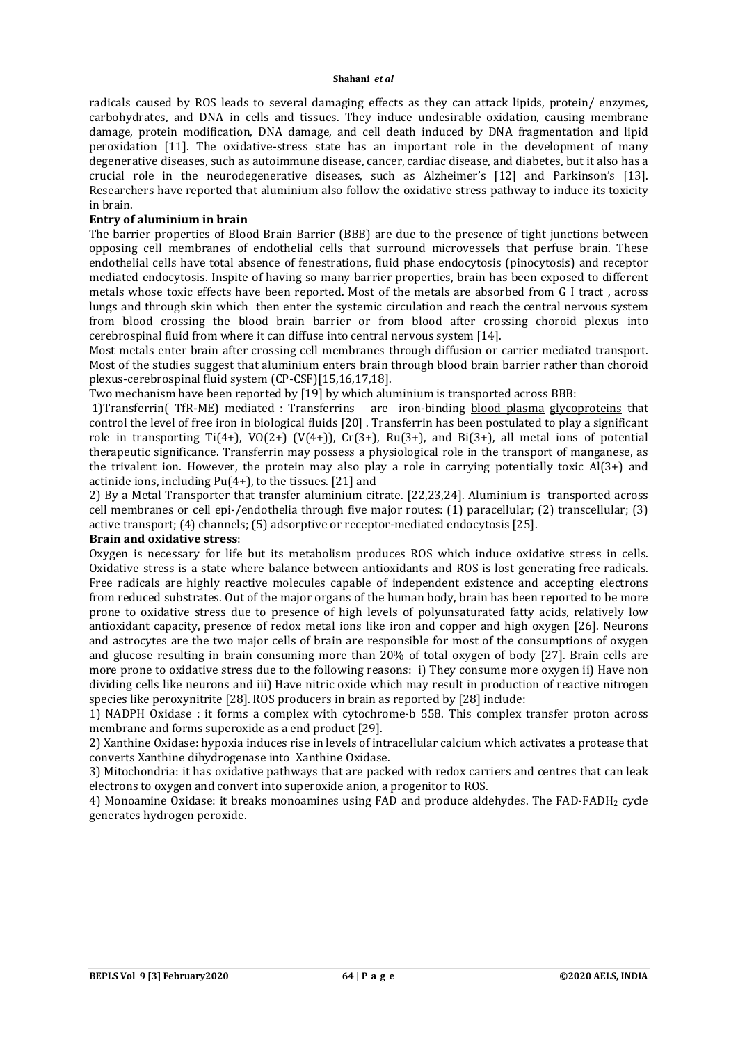radicals caused by ROS leads to several damaging effects as they can attack lipids, protein/ enzymes, carbohydrates, and DNA in cells and tissues. They induce undesirable oxidation, causing membrane damage, protein modification, DNA damage, and cell death induced by DNA fragmentation and lipid peroxidation [11]. The oxidative-stress state has an important role in the development of many degenerative diseases, such as autoimmune disease, cancer, cardiac disease, and diabetes, but it also has a crucial role in the neurodegenerative diseases, such as Alzheimer's [12] and Parkinson's [13]. Researchers have reported that aluminium also follow the oxidative stress pathway to induce its toxicity in brain.

**Entry of aluminium in brain**

The barrier properties of Blood Brain Barrier (BBB) are due to the presence of tight junctions between opposing cell membranes of endothelial cells that surround microvessels that perfuse brain. These endothelial cells have total absence of fenestrations, fluid phase endocytosis (pinocytosis) and receptor mediated endocytosis. Inspite of having so many barrier properties, brain has been exposed to different metals whose toxic effects have been reported. Most of the metals are absorbed from G I tract , across lungs and through skin which then enter the systemic circulation and reach the central nervous system from blood crossing the blood brain barrier or from blood after crossing choroid plexus into cerebrospinal fluid from where it can diffuse into central nervous system [14].

Most metals enter brain after crossing cell membranes through diffusion or carrier mediated transport. Most of the studies suggest that aluminium enters brain through blood brain barrier rather than choroid plexus-cerebrospinal fluid system (CP-CSF)[15,16,17,18].

Two mechanism have been reported by [19] by which aluminium is transported across BBB:

1)Transferrin( TfR-ME) mediated : Transferrins are iron-binding blood plasma glycoproteins that control the level of free iron in biological fluids [20] . Transferrin has been postulated to play a significant role in transporting $Ti(4+)$, $VO(2+)$ ($V(4+)$), $Cr(3+)$, $Ru(3+)$, and $Bi(3+)$, all metal ions of potential therapeutic significance. Transferrin may possess a physiological role in the transport of manganese, as the trivalent ion. However, the protein may also play a role in carrying potentially toxic $Al(3+)$ and actinide ions, including $Pu(4+)$, to the tissues. [21] and

2) By a Metal Transporter that transfer aluminium citrate. [22,23,24]. Aluminium is transported across cell membranes or cell epi-/endothelia through five major routes: (1) paracellular; (2) transcellular; (3) active transport; (4) channels; (5) adsorptive or receptor-mediated endocytosis [25].

**Brain and oxidative stress**:

Oxygen is necessary for life but its metabolism produces ROS which induce oxidative stress in cells. Oxidative stress is a state where balance between antioxidants and ROS is lost generating free radicals. Free radicals are highly reactive molecules capable of independent existence and accepting electrons from reduced substrates. Out of the major organs of the human body, brain has been reported to be more prone to oxidative stress due to presence of high levels of polyunsaturated fatty acids, relatively low antioxidant capacity, presence of redox metal ions like iron and copper and high oxygen [26]. Neurons and astrocytes are the two major cells of brain are responsible for most of the consumptions of oxygen and glucose resulting in brain consuming more than 20% of total oxygen of body [27]. Brain cells are more prone to oxidative stress due to the following reasons: i) They consume more oxygen ii) Have non dividing cells like neurons and iii) Have nitric oxide which may result in production of reactive nitrogen species like peroxynitrite [28]. ROS producers in brain as reported by [28] include:

1) NADPH Oxidase : it forms a complex with cytochrome-b 558. This complex transfer proton across membrane and forms superoxide as a end product [29].

2) Xanthine Oxidase: hypoxia induces rise in levels of intracellular calcium which activates a protease that converts Xanthine dihydrogenase into Xanthine Oxidase.

3) Mitochondria: it has oxidative pathways that are packed with redox carriers and centres that can leak electrons to oxygen and convert into superoxide anion, a progenitor to ROS.

4) Monoamine Oxidase: it breaks monoamines using FAD and produce aldehydes. The FAD-$FADH_2$ cycle generates hydrogen peroxide.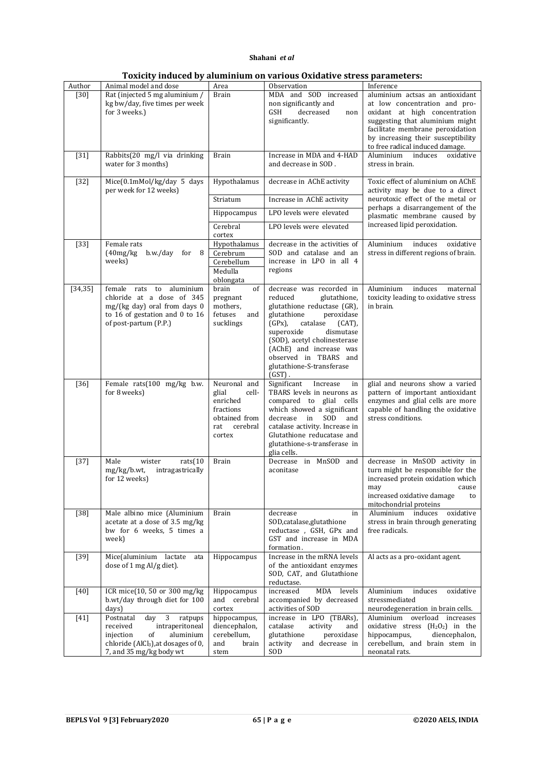**Toxicity induced by aluminium on various Oxidative stress parameters:**

| Author | Animal model and dose | Area | Observation | Inference |
|---|---|---|---|---|
| [30] | Rat (injected 5 mg aluminium / kg bw/day, five times per week for 3 weeks.) | Brain | MDA and SOD increased non significantly and GSH decreased non significantly. | aluminium actsas an antioxidant at low concentration and pro-oxidant at high concentration suggesting that aluminium might facilitate membrane peroxidation by increasing their susceptibility to free radical induced damage. |
| [31] | Rabbits(20 mg/l via drinking water for 3 months) | Brain | Increase in MDA and 4-HAD and decrease in SOD . | Aluminium induces oxidative stress in brain. |
| [32] | Mice(0.1mMol/kg/day 5 days per week for 12 weeks) | Hypothalamus | decrease in AChE activity | Toxic effect of aluminium on AChE activity may be due to a direct neurotoxic effect of the metal or perhaps a disarrangement of the plasmatic membrane caused by increased lipid peroxidation. |
| | | Striatum | Increase in AChE activity | |
| | | Hippocampus | LPO levels were elevated | |
| | | Cerebral cortex | LPO levels were elevated | |
| [33] | Female rats (40mg/kg b.w./day for 8 weeks) | Hypothalamus | decrease in the activities of SOD and catalase and an increase in LPO in all 4 regions | Aluminium induces oxidative stress in different regions of brain. |
| | | Cerebrum | | |
| | | Cerebellum | | |
| | | Medulla oblongata | | |
| [34,35] | female rats to aluminium chloride at a dose of 345 mg/(kg day) oral from days 0 to 16 of gestation and 0 to 16 of post-partum (P.P.) | brain of pregnant mothers, fetuses and sucklings | decrease was recorded in reduced glutathione, glutathione reductase (GR), glutathione peroxidase (GPx), catalase (CAT), superoxide dismutase (SOD), acetyl cholinesterase (AChE) and increase was observed in TBARS and glutathione-S-transferase (GST) . | Aluminium induces maternal toxicity leading to oxidative stress in brain. |
| [36] | Female rats(100 mg/kg b.w. for 8 weeks) | Neuronal and glial cell-enriched fractions obtained from rat cerebral cortex | Significant Increase in TBARS levels in neurons as compared to glial cells which showed a significant decrease in SOD and catalase activity. Increase in Glutathione reducatase and glutathione-s-transferase in glia cells. | glial and neurons show a varied pattern of important antioxidant enzymes and glial cells are more capable of handling the oxidative stress conditions. |
| [37] | Male wister rats(10 mg/kg/b.wt, intragastrically for 12 weeks) | Brain | Decrease in MnSOD and aconitase | decrease in MnSOD activity in turn might be responsible for the increased protein oxidation which may cause increased oxidative damage to mitochondrial proteins |
| [38] | Male albino mice (Aluminium acetate at a dose of 3.5 mg/kg bw for 6 weeks, 5 times a week) | Brain | decrease in SOD,catalase,glutathione reductase , GSH, GPx and GST and increase in MDA formation. | Aluminium induces oxidative stress in brain through generating free radicals. |
| [39] | Mice(aluminium lactate ata dose of 1 mg Al/g diet). | Hippocampus | Increase in the mRNA levels of the antioxidant enzymes SOD, CAT, and Glutathione reductase. | Al acts as a pro-oxidant agent. |
| [40] | ICR mice(10, 50 or 300 mg/kg b.wt/day through diet for 100 days) | Hippocampus and cerebral cortex | increased MDA levels accompanied by decreased activities of SOD | Aluminium induces oxidative stressmediated neurodegeneration in brain cells. |
| [41] | Postnatal day 3 ratpups received intraperitoneal injection of aluminium chloride ($AlCl_3$),at dosages of 0, 7, and 35 mg/kg body wt | hippocampus, diencephalon, cerebellum, and brain stem | increase in LPO (TBARs), catalase activity and glutathione peroxidase activity and decrease in SOD | Aluminium overload increases oxidative stress ($H_2O_2$) in the hippocampus, diencephalon, cerebellum, and brain stem in neonatal rats. |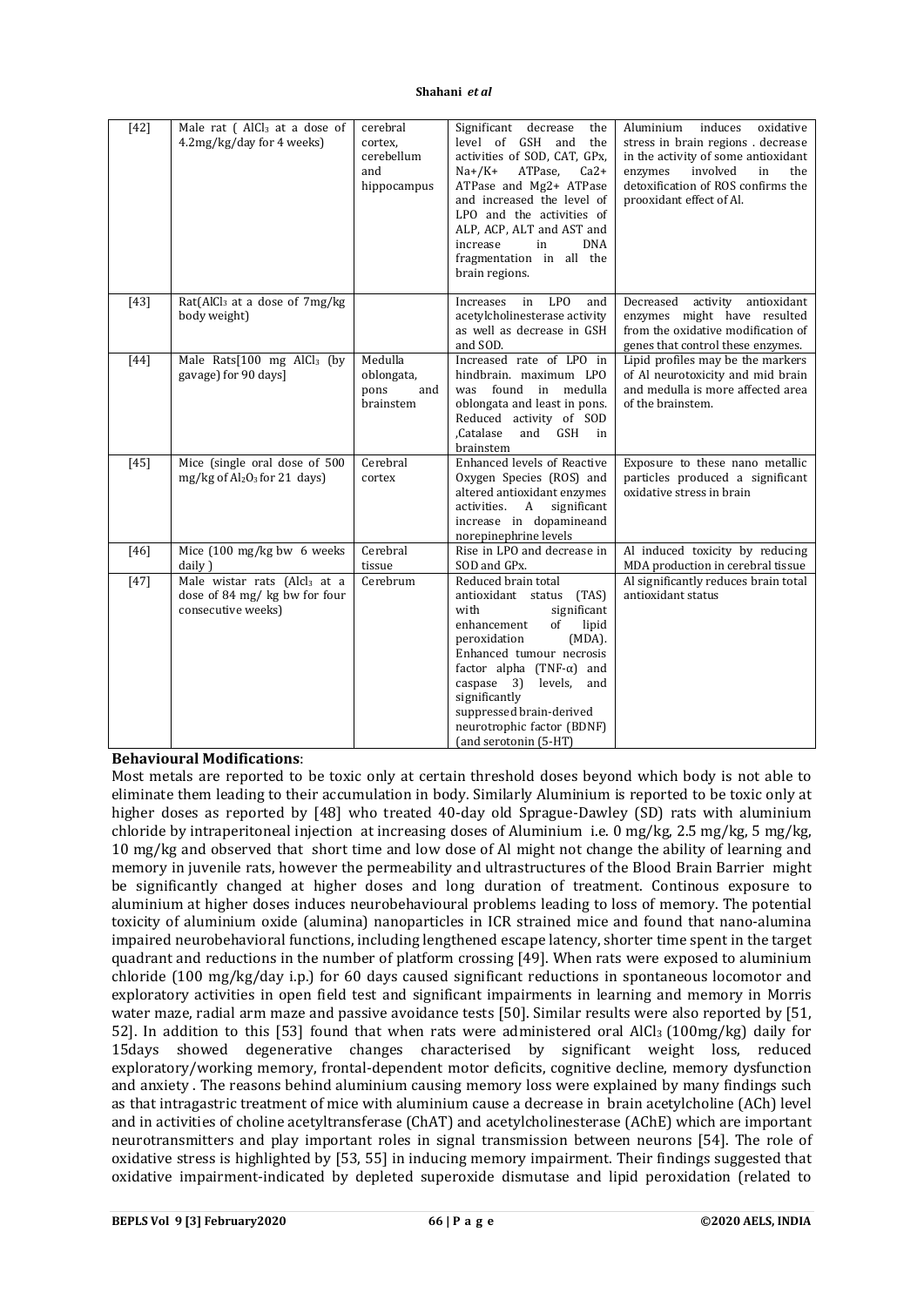| [42] | Male rat ( $AlCl_3$ at a dose of 4.2mg/kg/day for 4 weeks) | cerebral cortex, cerebellum and hippocampus | Significant decrease the level of GSH and the activities of SOD, CAT, GPx, $Na^+/K^+$ ATPase, $Ca^{2+}$ ATPase and $Mg^{2+}$ ATPase and increased the level of LPO and the activities of ALP, ACP, ALT and AST and increase in DNA fragmentation in all the brain regions. | Aluminium induces oxidative stress in brain regions . decrease in the activity of some antioxidant enzymes involved in the detoxification of ROS confirms the prooxidant effect of Al. |
|---|---|---|---|---|
| [43] | Rat($AlCl_3$ at a dose of 7mg/kg body weight) | | Increases in LPO and acetylcholinesterase activity as well as decrease in GSH and SOD. | Decreased activity antioxidant enzymes might have resulted from the oxidative modification of genes that control these enzymes. |
| [44] | Male Rats[100 mg $AlCl_3$ (by gavage) for 90 days] | Medulla oblongata, pons and brainstem | Increased rate of LPO in hindbrain. maximum LPO was found in medulla oblongata and least in pons. Reduced activity of SOD ,Catalase and GSH in brainstem | Lipid profiles may be the markers of Al neurotoxicity and mid brain and medulla is more affected area of the brainstem. |
| [45] | Mice (single oral dose of 500 mg/kg of $Al_2O_3$ for 21 days) | Cerebral cortex | Enhanced levels of Reactive Oxygen Species (ROS) and altered antioxidant enzymes activities. A significant increase in dopamineand norepinephrine levels | Exposure to these nano metallic particles produced a significant oxidative stress in brain |
| [46] | Mice (100 mg/kg bw 6 weeks daily ) | Cerebral tissue | Rise in LPO and decrease in SOD and GPx. | Al induced toxicity by reducing MDA production in cerebral tissue |
| [47] | Male wistar rats ($AlCl_3$ at a dose of 84 mg/ kg bw for four consecutive weeks) | Cerebrum | Reduced brain total antioxidant status (TAS) with significant enhancement of lipid peroxidation (MDA). Enhanced tumour necrosis factor alpha (TNF-α) and caspase 3) levels, and significantly suppressed brain-derived neurotrophic factor (BDNF) (and serotonin (5-HT) | Al significantly reduces brain total antioxidant status |

**Behavioural Modifications**:

Most metals are reported to be toxic only at certain threshold doses beyond which body is not able to eliminate them leading to their accumulation in body. Similarly Aluminium is reported to be toxic only at higher doses as reported by [48] who treated 40-day old Sprague-Dawley (SD) rats with aluminium chloride by intraperitoneal injection at increasing doses of Aluminium i.e. 0 mg/kg, 2.5 mg/kg, 5 mg/kg, 10 mg/kg and observed that short time and low dose of Al might not change the ability of learning and memory in juvenile rats, however the permeability and ultrastructures of the Blood Brain Barrier might be significantly changed at higher doses and long duration of treatment. Continous exposure to aluminium at higher doses induces neurobehavioural problems leading to loss of memory. The potential toxicity of aluminium oxide (alumina) nanoparticles in ICR strained mice and found that nano-alumina impaired neurobehavioral functions, including lengthened escape latency, shorter time spent in the target quadrant and reductions in the number of platform crossing [49]. When rats were exposed to aluminium chloride (100 mg/kg/day i.p.) for 60 days caused significant reductions in spontaneous locomotor and exploratory activities in open field test and significant impairments in learning and memory in Morris water maze, radial arm maze and passive avoidance tests [50]. Similar results were also reported by [51, 52]. In addition to this [53] found that when rats were administered oral $AlCl_3$ (100mg/kg) daily for 15days showed degenerative changes characterised by significant weight loss, reduced exploratory/working memory, frontal-dependent motor deficits, cognitive decline, memory dysfunction and anxiety . The reasons behind aluminium causing memory loss were explained by many findings such as that intragastric treatment of mice with aluminium cause a decrease in brain acetylcholine (ACh) level and in activities of choline acetyltransferase (ChAT) and acetylcholinesterase (AChE) which are important neurotransmitters and play important roles in signal transmission between neurons [54]. The role of oxidative stress is highlighted by [53, 55] in inducing memory impairment. Their findings suggested that oxidative impairment-indicated by depleted superoxide dismutase and lipid peroxidation (related to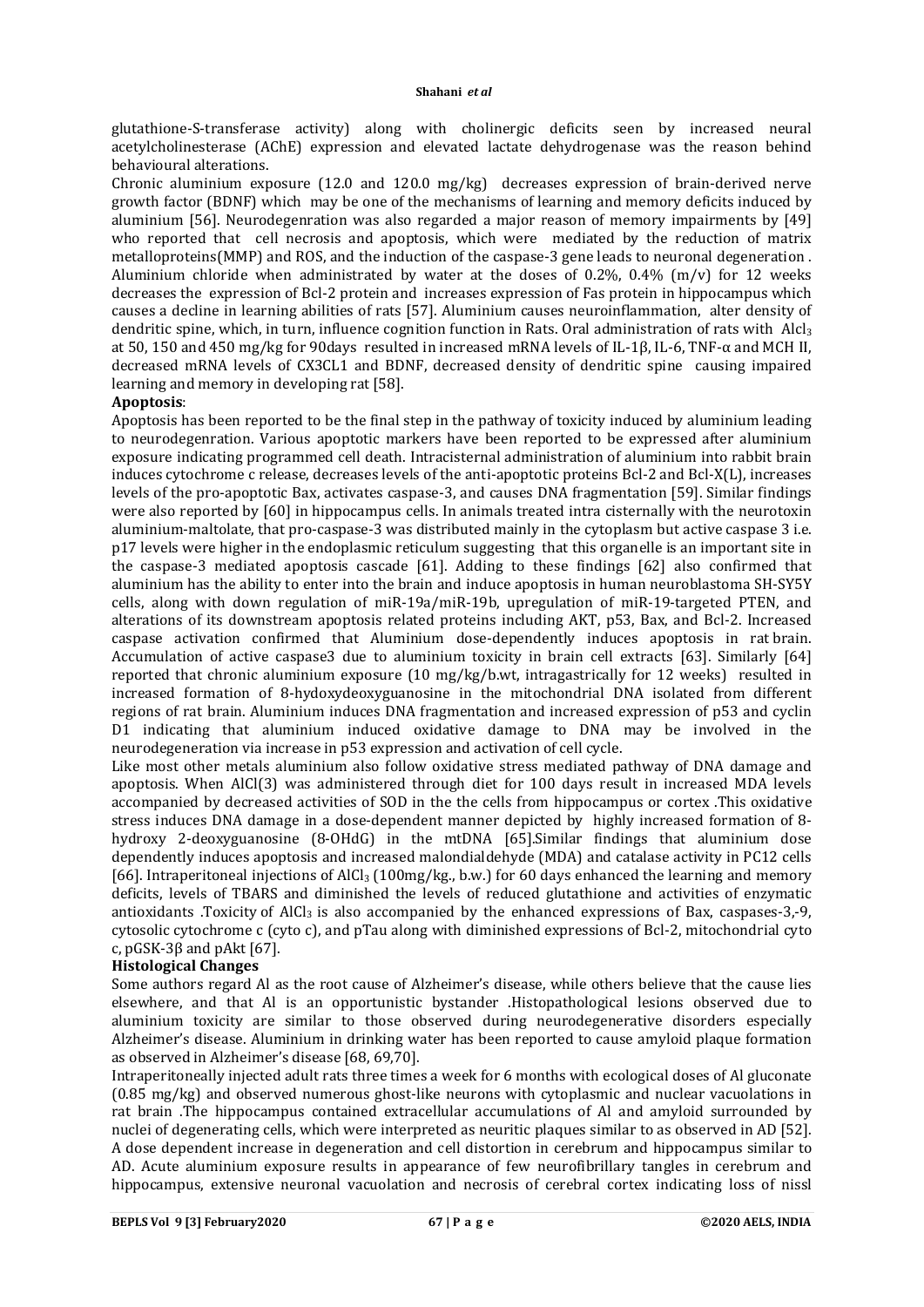glutathione-S-transferase activity) along with cholinergic deficits seen by increased neural acetylcholinesterase (AChE) expression and elevated lactate dehydrogenase was the reason behind behavioural alterations.

Chronic aluminium exposure (12.0 and 120.0 mg/kg) decreases expression of brain-derived nerve growth factor (BDNF) which may be one of the mechanisms of learning and memory deficits induced by aluminium [56]. Neurodegenration was also regarded a major reason of memory impairments by [49] who reported that cell necrosis and apoptosis, which were mediated by the reduction of matrix metalloproteins(MMP) and ROS, and the induction of the caspase-3 gene leads to neuronal degeneration . Aluminium chloride when administrated by water at the doses of 0.2%, 0.4% (m/v) for 12 weeks decreases the expression of Bcl-2 protein and increases expression of Fas protein in hippocampus which causes a decline in learning abilities of rats [57]. Aluminium causes neuroinflammation, alter density of dendritic spine, which, in turn, influence cognition function in Rats. Oral administration of rats with $Alcl_3$ at 50, 150 and 450 mg/kg for 90days resulted in increased mRNA levels of IL-1β, IL-6, TNF-α and MCH II, decreased mRNA levels of CX3CL1 and BDNF, decreased density of dendritic spine causing impaired learning and memory in developing rat [58].

**Apoptosis**:

Apoptosis has been reported to be the final step in the pathway of toxicity induced by aluminium leading to neurodegenration. Various apoptotic markers have been reported to be expressed after aluminium exposure indicating programmed cell death. Intracisternal administration of aluminium into rabbit brain induces cytochrome c release, decreases levels of the anti-apoptotic proteins Bcl-2 and Bcl-X(L), increases levels of the pro-apoptotic Bax, activates caspase-3, and causes DNA fragmentation [59]. Similar findings were also reported by [60] in hippocampus cells. In animals treated intra cisternally with the neurotoxin aluminium-maltolate, that pro-caspase-3 was distributed mainly in the cytoplasm but active caspase 3 i.e. p17 levels were higher in the endoplasmic reticulum suggesting that this organelle is an important site in the caspase-3 mediated apoptosis cascade [61]. Adding to these findings [62] also confirmed that aluminium has the ability to enter into the brain and induce apoptosis in human neuroblastoma SH-SY5Y cells, along with down regulation of miR-19a/miR-19b, upregulation of miR-19-targeted PTEN, and alterations of its downstream apoptosis related proteins including AKT, p53, Bax, and Bcl-2. Increased caspase activation confirmed that Aluminium dose-dependently induces apoptosis in rat brain. Accumulation of active caspase3 due to aluminium toxicity in brain cell extracts [63]. Similarly [64] reported that chronic aluminium exposure (10 mg/kg/b.wt, intragastrically for 12 weeks) resulted in increased formation of 8-hydoxydeoxyguanosine in the mitochondrial DNA isolated from different regions of rat brain. Aluminium induces DNA fragmentation and increased expression of p53 and cyclin D1 indicating that aluminium induced oxidative damage to DNA may be involved in the neurodegeneration via increase in p53 expression and activation of cell cycle.

Like most other metals aluminium also follow oxidative stress mediated pathway of DNA damage and apoptosis. When AlCl(3) was administered through diet for 100 days result in increased MDA levels accompanied by decreased activities of SOD in the the cells from hippocampus or cortex .This oxidative stress induces DNA damage in a dose-dependent manner depicted by highly increased formation of 8-hydroxy 2-deoxyguanosine (8-OHdG) in the mtDNA [65].Similar findings that aluminium dose dependently induces apoptosis and increased malondialdehyde (MDA) and catalase activity in PC12 cells [66]. Intraperitoneal injections of $AlCl_3$ (100mg/kg., b.w.) for 60 days enhanced the learning and memory deficits, levels of TBARS and diminished the levels of reduced glutathione and activities of enzymatic antioxidants .Toxicity of $AlCl_3$ is also accompanied by the enhanced expressions of Bax, caspases-3,-9, cytosolic cytochrome c (cyto c), and pTau along with diminished expressions of Bcl-2, mitochondrial cyto c, pGSK-3β and pAkt [67].

**Histological Changes**

Some authors regard Al as the root cause of Alzheimer's disease, while others believe that the cause lies elsewhere, and that Al is an opportunistic bystander .Histopathological lesions observed due to aluminium toxicity are similar to those observed during neurodegenerative disorders especially Alzheimer's disease. Aluminium in drinking water has been reported to cause amyloid plaque formation as observed in Alzheimer's disease [68, 69,70].

Intraperitoneally injected adult rats three times a week for 6 months with ecological doses of Al gluconate (0.85 mg/kg) and observed numerous ghost-like neurons with cytoplasmic and nuclear vacuolations in rat brain .The hippocampus contained extracellular accumulations of Al and amyloid surrounded by nuclei of degenerating cells, which were interpreted as neuritic plaques similar to as observed in AD [52]. A dose dependent increase in degeneration and cell distortion in cerebrum and hippocampus similar to AD. Acute aluminium exposure results in appearance of few neurofibrillary tangles in cerebrum and hippocampus, extensive neuronal vacuolation and necrosis of cerebral cortex indicating loss of nissl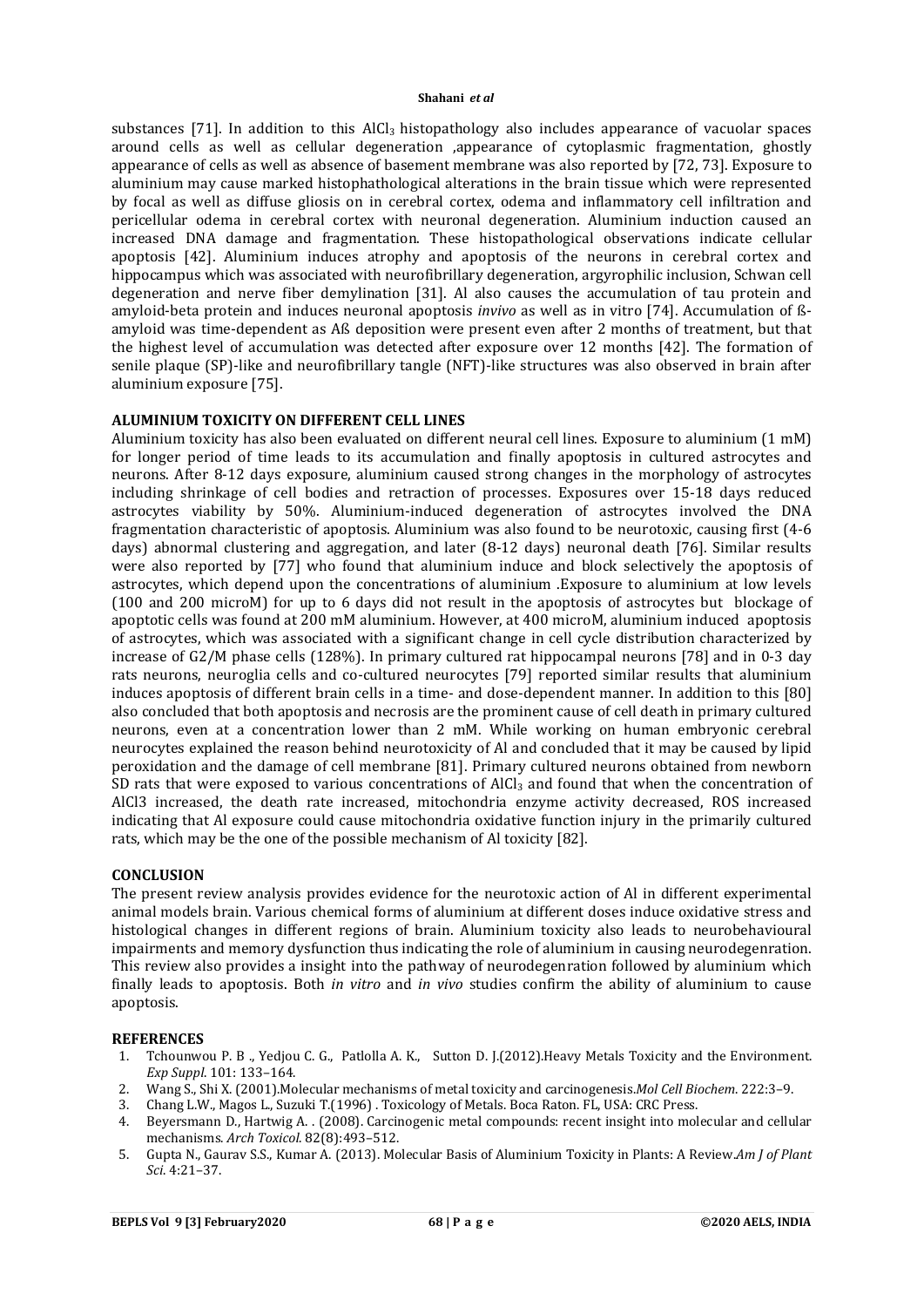substances [71]. In addition to this $AlCl_3$ histopathology also includes appearance of vacuolar spaces around cells as well as cellular degeneration ,appearance of cytoplasmic fragmentation, ghostly appearance of cells as well as absence of basement membrane was also reported by [72, 73]. Exposure to aluminium may cause marked histophathological alterations in the brain tissue which were represented by focal as well as diffuse gliosis on in cerebral cortex, odema and inflammatory cell infiltration and pericellular odema in cerebral cortex with neuronal degeneration. Aluminium induction caused an increased DNA damage and fragmentation. These histopathological observations indicate cellular apoptosis [42]. Aluminium induces atrophy and apoptosis of the neurons in cerebral cortex and hippocampus which was associated with neurofibrillary degeneration, argyrophilic inclusion, Schwan cell degeneration and nerve fiber demylination [31]. Al also causes the accumulation of tau protein and amyloid-beta protein and induces neuronal apoptosis *invivo* as well as in vitro [74]. Accumulation of ß-amyloid was time-dependent as Aß deposition were present even after 2 months of treatment, but that the highest level of accumulation was detected after exposure over 12 months [42]. The formation of senile plaque (SP)-like and neurofibrillary tangle (NFT)-like structures was also observed in brain after aluminium exposure [75].

## ALUMINIUM TOXICITY ON DIFFERENT CELL LINES

Aluminium toxicity has also been evaluated on different neural cell lines. Exposure to aluminium (1 mM) for longer period of time leads to its accumulation and finally apoptosis in cultured astrocytes and neurons. After 8-12 days exposure, aluminium caused strong changes in the morphology of astrocytes including shrinkage of cell bodies and retraction of processes. Exposures over 15-18 days reduced astrocytes viability by 50%. Aluminium-induced degeneration of astrocytes involved the DNA fragmentation characteristic of apoptosis. Aluminium was also found to be neurotoxic, causing first (4-6 days) abnormal clustering and aggregation, and later (8-12 days) neuronal death [76]. Similar results were also reported by [77] who found that aluminium induce and block selectively the apoptosis of astrocytes, which depend upon the concentrations of aluminium .Exposure to aluminium at low levels (100 and 200 microM) for up to 6 days did not result in the apoptosis of astrocytes but blockage of apoptotic cells was found at 200 mM aluminium. However, at 400 microM, aluminium induced apoptosis of astrocytes, which was associated with a significant change in cell cycle distribution characterized by increase of G2/M phase cells (128%). In primary cultured rat hippocampal neurons [78] and in 0-3 day rats neurons, neuroglia cells and co-cultured neurocytes [79] reported similar results that aluminium induces apoptosis of different brain cells in a time- and dose-dependent manner. In addition to this [80] also concluded that both apoptosis and necrosis are the prominent cause of cell death in primary cultured neurons, even at a concentration lower than 2 mM. While working on human embryonic cerebral neurocytes explained the reason behind neurotoxicity of Al and concluded that it may be caused by lipid peroxidation and the damage of cell membrane [81]. Primary cultured neurons obtained from newborn SD rats that were exposed to various concentrations of $AlCl_3$ and found that when the concentration of AlCl3 increased, the death rate increased, mitochondria enzyme activity decreased, ROS increased indicating that Al exposure could cause mitochondria oxidative function injury in the primarily cultured rats, which may be the one of the possible mechanism of Al toxicity [82].

## CONCLUSION

The present review analysis provides evidence for the neurotoxic action of Al in different experimental animal models brain. Various chemical forms of aluminium at different doses induce oxidative stress and histological changes in different regions of brain. Aluminium toxicity also leads to neurobehavioural impairments and memory dysfunction thus indicating the role of aluminium in causing neurodegenration. This review also provides a insight into the pathway of neurodegenration followed by aluminium which finally leads to apoptosis. Both *in vitro* and *in vivo* studies confirm the ability of aluminium to cause apoptosis.

## REFERENCES

1. Tchounwou P. B ., Yedjou C. G., Patlolla A. K., Sutton D. J.(2012).Heavy Metals Toxicity and the Environment. *Exp Suppl*. 101: 133–164.
2. Wang S., Shi X. (2001).Molecular mechanisms of metal toxicity and carcinogenesis.*Mol Cell Biochem*. 222:3–9.
3. Chang L.W., Magos L., Suzuki T.(1996) . Toxicology of Metals. Boca Raton. FL, USA: CRC Press.
4. Beyersmann D., Hartwig A. . (2008). Carcinogenic metal compounds: recent insight into molecular and cellular mechanisms. *Arch Toxicol*. 82(8):493–512.
5. Gupta N., Gaurav S.S., Kumar A. (2013). Molecular Basis of Aluminium Toxicity in Plants: A Review.*Am J of Plant Sci*. 4:21–37.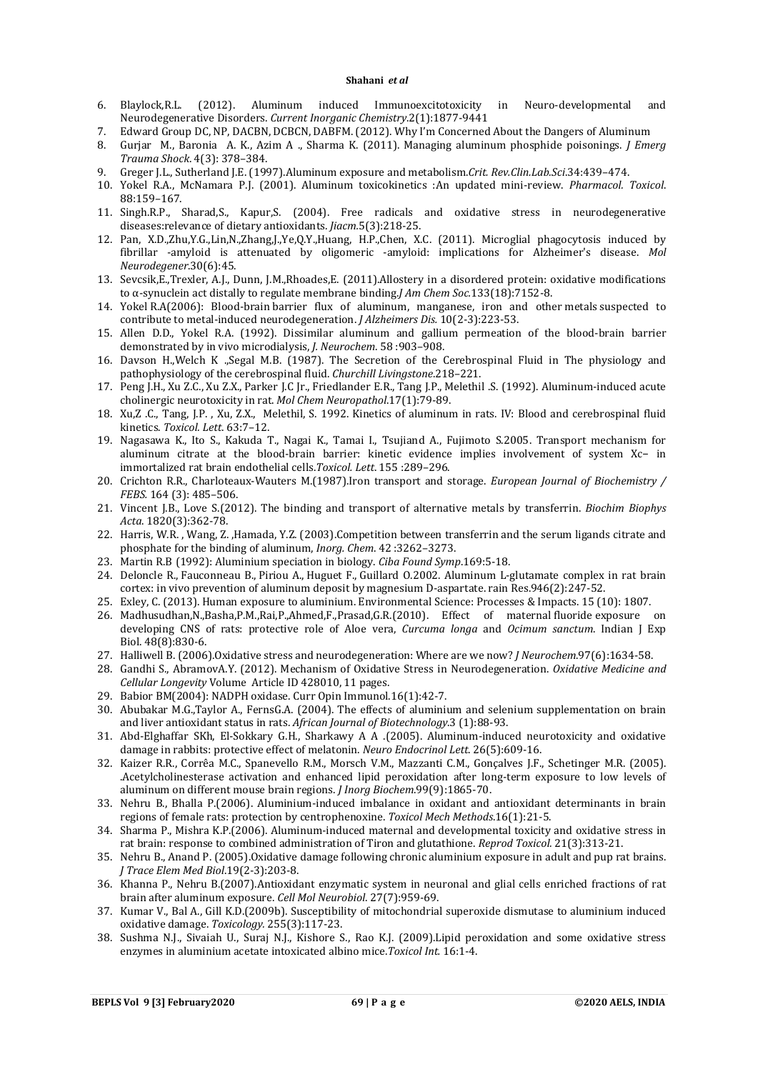6. Blaylock,R.L. (2012). Aluminum induced Immunoexcitotoxicity in Neuro-developmental and Neurodegenerative Disorders. *Current Inorganic Chemistry*.2(1):1877-9441
7. Edward Group DC, NP, DACBN, DCBCN, DABFM. (2012). Why I'm Concerned About the Dangers of Aluminum
8. Gurjar M., Baronia A. K., Azim A ., Sharma K. (2011). Managing aluminum phosphide poisonings. *J Emerg Trauma Shock*. 4(3): 378–384.
9. Greger J.L., Sutherland J.E. (1997).Aluminum exposure and metabolism.*Crit. Rev.Clin.Lab.Sci*.34:439–474.
10. Yokel R.A., McNamara P.J. (2001). Aluminum toxicokinetics :An updated mini-review. *Pharmacol. Toxicol*. 88:159–167.
11. Singh.R.P., Sharad,S., Kapur,S. (2004). Free radicals and oxidative stress in neurodegenerative diseases:relevance of dietary antioxidants. *Jiacm*.5(3):218-25.
12. Pan, X.D.,Zhu,Y.G.,Lin,N.,Zhang,J.,Ye,Q.Y.,Huang, H.P.,Chen, X.C. (2011). Microglial phagocytosis induced by fibrillar -amyloid is attenuated by oligomeric -amyloid: implications for Alzheimer's disease. *Mol Neurodegener*.30(6):45.
13. Sevcsik,E.,Trexler, A.J., Dunn, J.M.,Rhoades,E. (2011).Allostery in a disordered protein: oxidative modifications to α-synuclein act distally to regulate membrane binding.*J Am Chem Soc*.133(18):7152-8.
14. Yokel R.A(2006): Blood-brain barrier flux of aluminum, manganese, iron and other metals suspected to contribute to metal-induced neurodegeneration. *J Alzheimers Dis*. 10(2-3):223-53.
15. Allen D.D., Yokel R.A. (1992). Dissimilar aluminum and gallium permeation of the blood-brain barrier demonstrated by in vivo microdialysis, *J. Neurochem*. 58 :903–908.
16. Davson H.,Welch K .,Segal M.B. (1987). The Secretion of the Cerebrospinal Fluid in The physiology and pathophysiology of the cerebrospinal fluid. *Churchill Livingstone*.218–221.
17. Peng J.H., Xu Z.C., Xu Z.X., Parker J.C Jr., Friedlander E.R., Tang J.P., Melethil .S. (1992). Aluminum-induced acute cholinergic neurotoxicity in rat. *Mol Chem Neuropathol*.17(1):79-89.
18. Xu,Z .C., Tang, J.P. , Xu, Z.X., Melethil, S. 1992. Kinetics of aluminum in rats. IV: Blood and cerebrospinal fluid kinetics. *Toxicol. Lett*. 63:7–12.
19. Nagasawa K., Ito S., Kakuda T., Nagai K., Tamai I., Tsujiand A., Fujimoto S.2005. Transport mechanism for aluminum citrate at the blood-brain barrier: kinetic evidence implies involvement of system Xc− in immortalized rat brain endothelial cells.*Toxicol. Lett*. 155 :289–296.
20. Crichton R.R., Charloteaux-Wauters M.(1987).Iron transport and storage. *European Journal of Biochemistry / FEBS*. 164 (3): 485–506.
21. Vincent J.B., Love S.(2012). The binding and transport of alternative metals by transferrin. *Biochim Biophys Acta*. 1820(3):362-78.
22. Harris, W.R. , Wang, Z. ,Hamada, Y.Z. (2003).Competition between transferrin and the serum ligands citrate and phosphate for the binding of aluminum, *Inorg. Chem*. 42 :3262–3273.
23. Martin R.B (1992): Aluminium speciation in biology. *Ciba Found Symp*.169:5-18.
24. Deloncle R., Fauconneau B., Piriou A., Huguet F., Guillard O.2002. Aluminum L-glutamate complex in rat brain cortex: in vivo prevention of aluminum deposit by magnesium D-aspartate. rain Res.946(2):247-52.
25. Exley, C. (2013). Human exposure to aluminium. Environmental Science: Processes & Impacts. 15 (10): 1807.
26. Madhusudhan,N.,Basha,P.M.,Rai,P.,Ahmed,F.,Prasad,G.R.(2010). Effect of maternal fluoride exposure on developing CNS of rats: protective role of Aloe vera, *Curcuma longa* and *Ocimum sanctum*. Indian J Exp Biol. 48(8):830-6.
27. Halliwell B. (2006).Oxidative stress and neurodegeneration: Where are we now? *J Neurochem*.97(6):1634-58.
28. Gandhi S., AbramovA.Y. (2012). Mechanism of Oxidative Stress in Neurodegeneration. *Oxidative Medicine and Cellular Longevity* Volume Article ID 428010, 11 pages.
29. Babior BM(2004): NADPH oxidase. Curr Opin Immunol.16(1):42-7.
30. Abubakar M.G.,Taylor A., FernsG.A. (2004). The effects of aluminium and selenium supplementation on brain and liver antioxidant status in rats. *African Journal of Biotechnology*.3 (1):88-93.
31. Abd-Elghaffar SKh, El-Sokkary G.H., Sharkawy A A .(2005). Aluminum-induced neurotoxicity and oxidative damage in rabbits: protective effect of melatonin. *Neuro Endocrinol Lett*. 26(5):609-16.
32. Kaizer R.R., Corrêa M.C., Spanevello R.M., Morsch V.M., Mazzanti C.M., Gonçalves J.F., Schetinger M.R. (2005). .Acetylcholinesterase activation and enhanced lipid peroxidation after long-term exposure to low levels of aluminum on different mouse brain regions. *J Inorg Biochem*.99(9):1865-70.
33. Nehru B., Bhalla P.(2006). Aluminium-induced imbalance in oxidant and antioxidant determinants in brain regions of female rats: protection by centrophenoxine. *Toxicol Mech Methods*.16(1):21-5.
34. Sharma P., Mishra K.P.(2006). Aluminum-induced maternal and developmental toxicity and oxidative stress in rat brain: response to combined administration of Tiron and glutathione. *Reprod Toxicol*. 21(3):313-21.
35. Nehru B., Anand P. (2005).Oxidative damage following chronic aluminium exposure in adult and pup rat brains. *J Trace Elem Med Biol*.19(2-3):203-8.
36. Khanna P., Nehru B.(2007).Antioxidant enzymatic system in neuronal and glial cells enriched fractions of rat brain after aluminum exposure. *Cell Mol Neurobiol*. 27(7):959-69.
37. Kumar V., Bal A., Gill K.D.(2009b). Susceptibility of mitochondrial superoxide dismutase to aluminium induced oxidative damage. *Toxicology*. 255(3):117-23.
38. Sushma N.J., Sivaiah U., Suraj N.J., Kishore S., Rao K.J. (2009).Lipid peroxidation and some oxidative stress enzymes in aluminium acetate intoxicated albino mice.*Toxicol Int*. 16:1-4.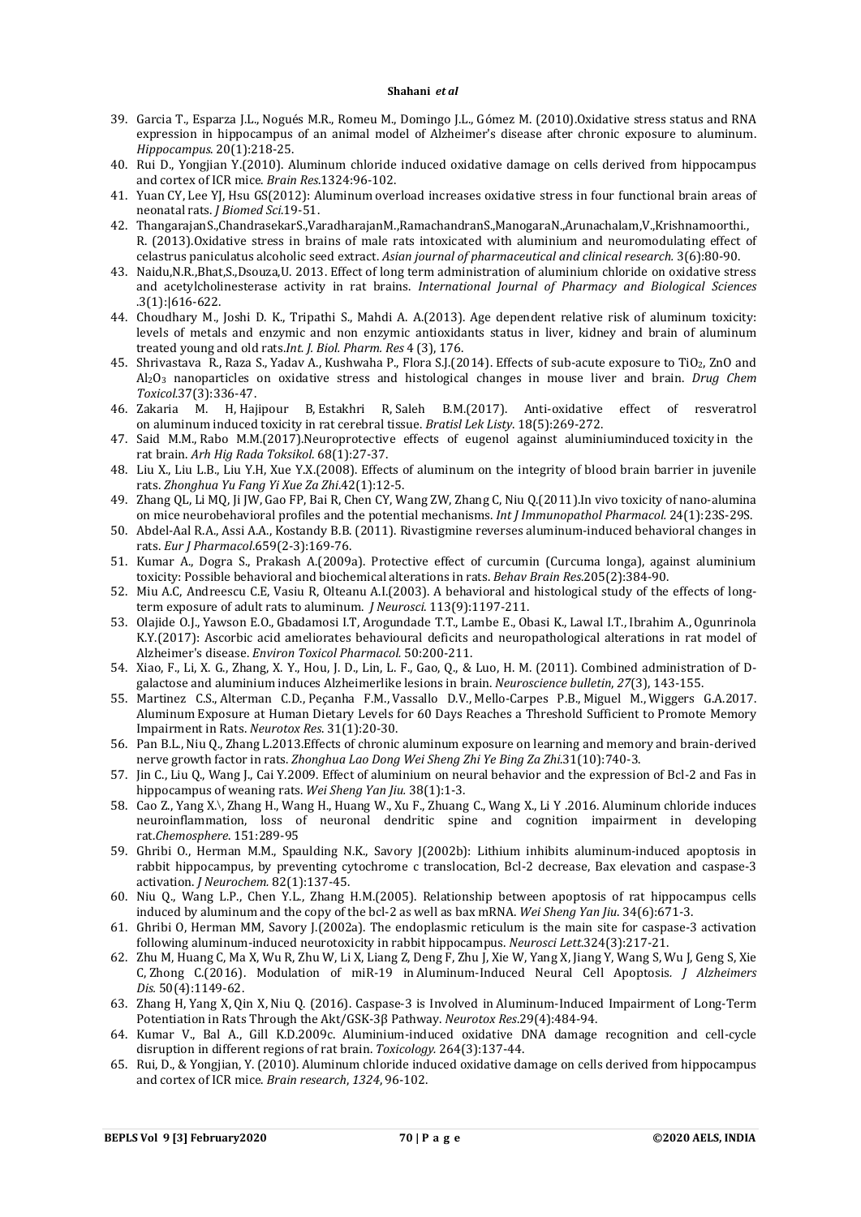39. Garcia T., Esparza J.L., Nogués M.R., Romeu M., Domingo J.L., Gómez M. (2010).Oxidative stress status and RNA expression in hippocampus of an animal model of Alzheimer's disease after chronic exposure to aluminum. *Hippocampus.* 20(1):218-25.
40. Rui D., Yongjian Y.(2010). Aluminum chloride induced oxidative damage on cells derived from hippocampus and cortex of ICR mice. *Brain Res.*1324:96-102.
41. Yuan CY, Lee YJ, Hsu GS(2012): Aluminum overload increases oxidative stress in four functional brain areas of neonatal rats. *J Biomed Sci.*19-51.
42. ThangarajanS.,ChandrasekarS.,VaradharajanM.,RamachandranS.,ManogaraN.,Arunachalam,V.,Krishnamoorthi., R. (2013).Oxidative stress in brains of male rats intoxicated with aluminium and neuromodulating effect of celastrus paniculatus alcoholic seed extract. *Asian journal of pharmaceutical and clinical research.* 3(6):80-90.
43. Naidu,N.R.,Bhat,S.,Dsouza,U. 2013. Effect of long term administration of aluminium chloride on oxidative stress and acetylcholinesterase activity in rat brains. *International Journal of Pharmacy and Biological Sciences* .3(1):|616-622.
44. Choudhary M., Joshi D. K., Tripathi S., Mahdi A. A.(2013). Age dependent relative risk of aluminum toxicity: levels of metals and enzymic and non enzymic antioxidants status in liver, kidney and brain of aluminum treated young and old rats.*Int. J. Biol. Pharm. Res* 4 (3), 176.
45. Shrivastava R., Raza S., Yadav A., Kushwaha P., Flora S.J.(2014). Effects of sub-acute exposure to $TiO_2$, ZnO and $Al_2O_3$ nanoparticles on oxidative stress and histological changes in mouse liver and brain. *Drug Chem Toxicol.*37(3):336-47.
46. Zakaria M. H, Hajipour B, Estakhri R, Saleh B.M.(2017). Anti-oxidative effect of resveratrol on aluminum induced toxicity in rat cerebral tissue. *Bratisl Lek Listy*. 18(5):269-272.
47. Said M.M., Rabo M.M.(2017).Neuroprotective effects of eugenol against aluminiuminduced toxicity in the rat brain. *Arh Hig Rada Toksikol*. 68(1):27-37.
48. Liu X., Liu L.B., Liu Y.H, Xue Y.X.(2008). Effects of aluminum on the integrity of blood brain barrier in juvenile rats. *Zhonghua Yu Fang Yi Xue Za Zhi.*42(1):12-5.
49. Zhang QL, Li MQ, Ji JW, Gao FP, Bai R, Chen CY, Wang ZW, Zhang C, Niu Q.(2011).In vivo toxicity of nano-alumina on mice neurobehavioral profiles and the potential mechanisms. *Int J Immunopathol Pharmacol.* 24(1):23S-29S.
50. Abdel-Aal R.A., Assi A.A., Kostandy B.B. (2011). Rivastigmine reverses aluminum-induced behavioral changes in rats. *Eur J Pharmacol.*659(2-3):169-76.
51. Kumar A., Dogra S., Prakash A.(2009a). Protective effect of curcumin (Curcuma longa), against aluminium toxicity: Possible behavioral and biochemical alterations in rats. *Behav Brain Res.*205(2):384-90.
52. Miu A.C, Andreescu C.E, Vasiu R, Olteanu A.I.(2003). A behavioral and histological study of the effects of long-term exposure of adult rats to aluminum. *J Neurosci.* 113(9):1197-211.
53. Olajide O.J., Yawson E.O., Gbadamosi I.T, Arogundade T.T., Lambe E., Obasi K., Lawal I.T., Ibrahim A., Ogunrinola K.Y.(2017): Ascorbic acid ameliorates behavioural deficits and neuropathological alterations in rat model of Alzheimer's disease. *Environ Toxicol Pharmacol.* 50:200-211.
54. Xiao, F., Li, X. G., Zhang, X. Y., Hou, J. D., Lin, L. F., Gao, Q., & Luo, H. M. (2011). Combined administration of D-galactose and aluminium induces Alzheimerlike lesions in brain. *Neuroscience bulletin*, *27*(3), 143-155.
55. Martinez C.S., Alterman C.D., Peçanha F.M., Vassallo D.V., Mello-Carpes P.B., Miguel M., Wiggers G.A.2017. Aluminum Exposure at Human Dietary Levels for 60 Days Reaches a Threshold Sufficient to Promote Memory Impairment in Rats. *Neurotox Res*. 31(1):20-30.
56. Pan B.L., Niu Q., Zhang L.2013.Effects of chronic aluminum exposure on learning and memory and brain-derived nerve growth factor in rats. *Zhonghua Lao Dong Wei Sheng Zhi Ye Bing Za Zhi.*31(10):740-3.
57. Jin C., Liu Q., Wang J., Cai Y.2009. Effect of aluminium on neural behavior and the expression of Bcl-2 and Fas in hippocampus of weaning rats. *Wei Sheng Yan Jiu.* 38(1):1-3.
58. Cao Z., Yang X.\, Zhang H., Wang H., Huang W., Xu F., Zhuang C., Wang X., Li Y .2016. Aluminum chloride induces neuroinflammation, loss of neuronal dendritic spine and cognition impairment in developing rat.*Chemosphere*. 151:289-95
59. Ghribi O., Herman M.M., Spaulding N.K., Savory J(2002b): Lithium inhibits aluminum-induced apoptosis in rabbit hippocampus, by preventing cytochrome c translocation, Bcl-2 decrease, Bax elevation and caspase-3 activation. *J Neurochem.* 82(1):137-45.
60. Niu Q., Wang L.P., Chen Y.L., Zhang H.M.(2005). Relationship between apoptosis of rat hippocampus cells induced by aluminum and the copy of the bcl-2 as well as bax mRNA. *Wei Sheng Yan Jiu*. 34(6):671-3.
61. Ghribi O, Herman MM, Savory J.(2002a). The endoplasmic reticulum is the main site for caspase-3 activation following aluminum-induced neurotoxicity in rabbit hippocampus. *Neurosci Lett.*324(3):217-21.
62. Zhu M, Huang C, Ma X, Wu R, Zhu W, Li X, Liang Z, Deng F, Zhu J, Xie W, Yang X, Jiang Y, Wang S, Wu J, Geng S, Xie C, Zhong C.(2016). Modulation of miR-19 in Aluminum-Induced Neural Cell Apoptosis. *J Alzheimers Dis.* 50(4):1149-62.
63. Zhang H, Yang X, Qin X, Niu Q. (2016). Caspase-3 is Involved in Aluminum-Induced Impairment of Long-Term Potentiation in Rats Through the Akt/GSK-3β Pathway. *Neurotox Res.*29(4):484-94.
64. Kumar V., Bal A., Gill K.D.2009c. Aluminium-induced oxidative DNA damage recognition and cell-cycle disruption in different regions of rat brain. *Toxicology.* 264(3):137-44.
65. Rui, D., & Yongjian, Y. (2010). Aluminum chloride induced oxidative damage on cells derived from hippocampus and cortex of ICR mice. *Brain research*, *1324*, 96-102.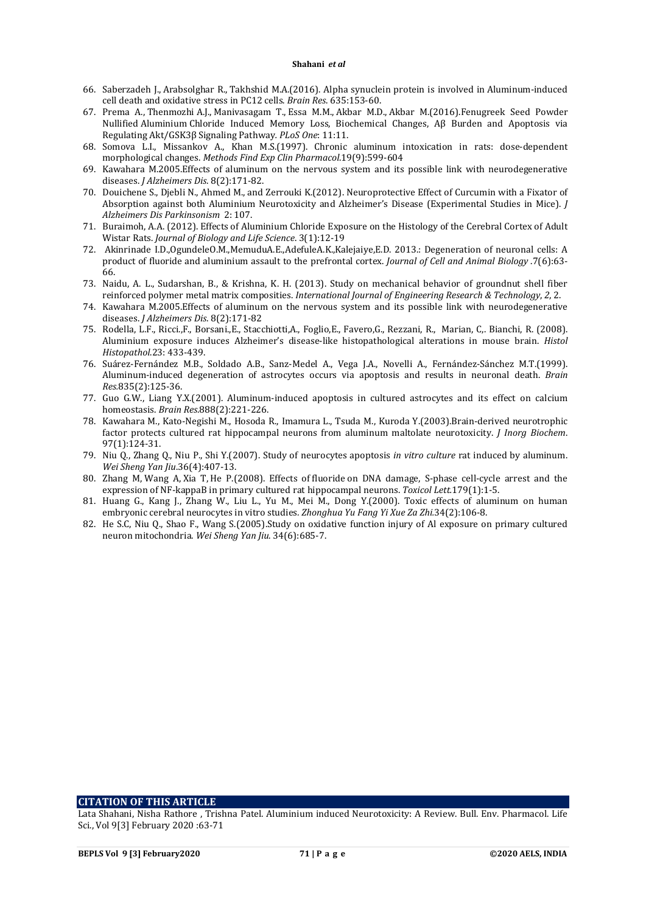66. Saberzadeh J., Arabsolghar R., Takhshid M.A.(2016). Alpha synuclein protein is involved in Aluminum-induced cell death and oxidative stress in PC12 cells. *Brain Res*. 635:153-60.
67. Prema A., Thenmozhi A.J., Manivasagam T., Essa M.M., Akbar M.D., Akbar M.(2016).Fenugreek Seed Powder Nullified Aluminium Chloride Induced Memory Loss, Biochemical Changes, Aβ Burden and Apoptosis via Regulating Akt/GSK3β Signaling Pathway. *PLoS One*: 11:11.
68. Somova L.I., Missankov A., Khan M.S.(1997). Chronic aluminum intoxication in rats: dose-dependent morphological changes. *Methods Find Exp Clin Pharmacol*.19(9):599-604
69. Kawahara M.2005.Effects of aluminum on the nervous system and its possible link with neurodegenerative diseases. *J Alzheimers Dis*. 8(2):171-82.
70. Douichene S., Djebli N., Ahmed M., and Zerrouki K.(2012). Neuroprotective Effect of Curcumin with a Fixator of Absorption against both Aluminium Neurotoxicity and Alzheimer's Disease (Experimental Studies in Mice). *J Alzheimers Dis Parkinsonism* 2: 107.
71. Buraimoh, A.A. (2012). Effects of Aluminium Chloride Exposure on the Histology of the Cerebral Cortex of Adult Wistar Rats. *Journal of Biology and Life Science*. 3(1):12-19
72. Akinrinade I.D.,OgundeleO.M.,MemuduA.E.,AdefuleA.K.,Kalejaiye,E.D. 2013.: Degeneration of neuronal cells: A product of fluoride and aluminium assault to the prefrontal cortex. *Journal of Cell and Animal Biology* .7(6):63-66.
73. Naidu, A. L., Sudarshan, B., & Krishna, K. H. (2013). Study on mechanical behavior of groundnut shell fiber reinforced polymer metal matrix composities. *International Journal of Engineering Research & Technology*, *2*, 2.
74. Kawahara M.2005.Effects of aluminum on the nervous system and its possible link with neurodegenerative diseases. *J Alzheimers Dis*. 8(2):171-82
75. Rodella, L.F., Ricci.,F., Borsani.,E., Stacchiotti,A., Foglio,E., Favero,G., Rezzani, R., Marian, C,. Bianchi, R. (2008). Aluminium exposure induces Alzheimer's disease-like histopathological alterations in mouse brain. *Histol Histopathol*.23: 433-439.
76. Suárez-Fernández M.B., Soldado A.B., Sanz-Medel A., Vega J.A., Novelli A., Fernández-Sánchez M.T.(1999). Aluminum-induced degeneration of astrocytes occurs via apoptosis and results in neuronal death. *Brain Res*.835(2):125-36.
77. Guo G.W., Liang Y.X.(2001). Aluminum-induced apoptosis in cultured astrocytes and its effect on calcium homeostasis. *Brain Res*.888(2):221-226.
78. Kawahara M., Kato-Negishi M., Hosoda R., Imamura L., Tsuda M., Kuroda Y.(2003).Brain-derived neurotrophic factor protects cultured rat hippocampal neurons from aluminum maltolate neurotoxicity. *J Inorg Biochem*. 97(1):124-31.
79. Niu Q., Zhang Q., Niu P., Shi Y.(2007). Study of neurocytes apoptosis *in vitro culture* rat induced by aluminum. *Wei Sheng Yan Jiu*.36(4):407-13.
80. Zhang M, Wang A, Xia T, He P.(2008). Effects of fluoride on DNA damage, S-phase cell-cycle arrest and the expression of NF-kappaB in primary cultured rat hippocampal neurons. *Toxicol Lett*.179(1):1-5.
81. Huang G., Kang J., Zhang W., Liu L., Yu M., Mei M., Dong Y.(2000). Toxic effects of aluminum on human embryonic cerebral neurocytes in vitro studies. *Zhonghua Yu Fang Yi Xue Za Zhi*.34(2):106-8.
82. He S.C, Niu Q., Shao F., Wang S.(2005).Study on oxidative function injury of Al exposure on primary cultured neuron mitochondria. *Wei Sheng Yan Jiu*. 34(6):685-7.

**CITATION OF THIS ARTICLE**

Lata Shahani, Nisha Rathore , Trishna Patel. Aluminium induced Neurotoxicity: A Review. Bull. Env. Pharmacol. Life Sci., Vol 9[3] February 2020 :63-71